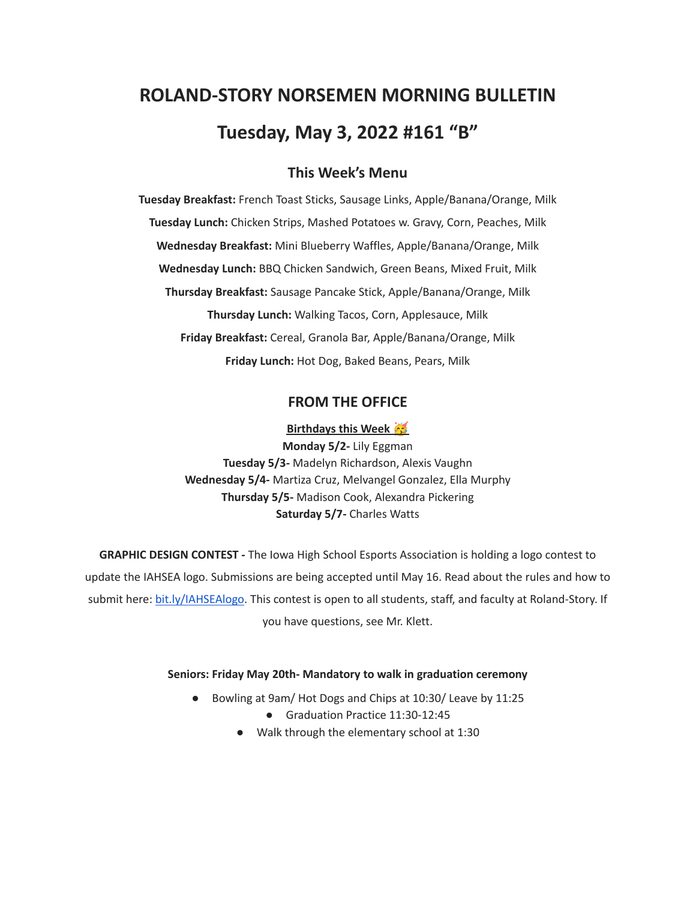# ROLAND-STORY NORSEMEN MORNING BULLETIN

# Tuesday, May 3, 2022 #161 "B"

## This Week's Menu

**Tuesday Breakfast:** French Toast Sticks, Sausage Links, Apple/Banana/Orange, Milk

**Tuesday Lunch:** Chicken Strips, Mashed Potatoes w. Gravy, Corn, Peaches, Milk

**Wednesday Breakfast:** Mini Blueberry Waffles, Apple/Banana/Orange, Milk

**Wednesday Lunch:** BBQ Chicken Sandwich, Green Beans, Mixed Fruit, Milk

**Thursday Breakfast:** Sausage Pancake Stick, Apple/Banana/Orange, Milk

**Thursday Lunch:** Walking Tacos, Corn, Applesauce, Milk

**Friday Breakfast:** Cereal, Granola Bar, Apple/Banana/Orange, Milk

**Friday Lunch:** Hot Dog, Baked Beans, Pears, Milk

## FROM THE OFFICE

**Birthdays this Week 🥳**

**Monday 5/2-** Lily Eggman
**Tuesday 5/3-** Madelyn Richardson, Alexis Vaughn
**Wednesday 5/4-** Martiza Cruz, Melvangel Gonzalez, Ella Murphy
**Thursday 5/5-** Madison Cook, Alexandra Pickering
**Saturday 5/7-** Charles Watts

**GRAPHIC DESIGN CONTEST -** The Iowa High School Esports Association is holding a logo contest to update the IAHSEA logo. Submissions are being accepted until May 16. Read about the rules and how to submit here: bit.ly/IAHSEAlogo. This contest is open to all students, staff, and faculty at Roland-Story. If you have questions, see Mr. Klett.

**Seniors: Friday May 20th- Mandatory to walk in graduation ceremony**

- Bowling at 9am/ Hot Dogs and Chips at 10:30/ Leave by 11:25
- Graduation Practice 11:30-12:45
- Walk through the elementary school at 1:30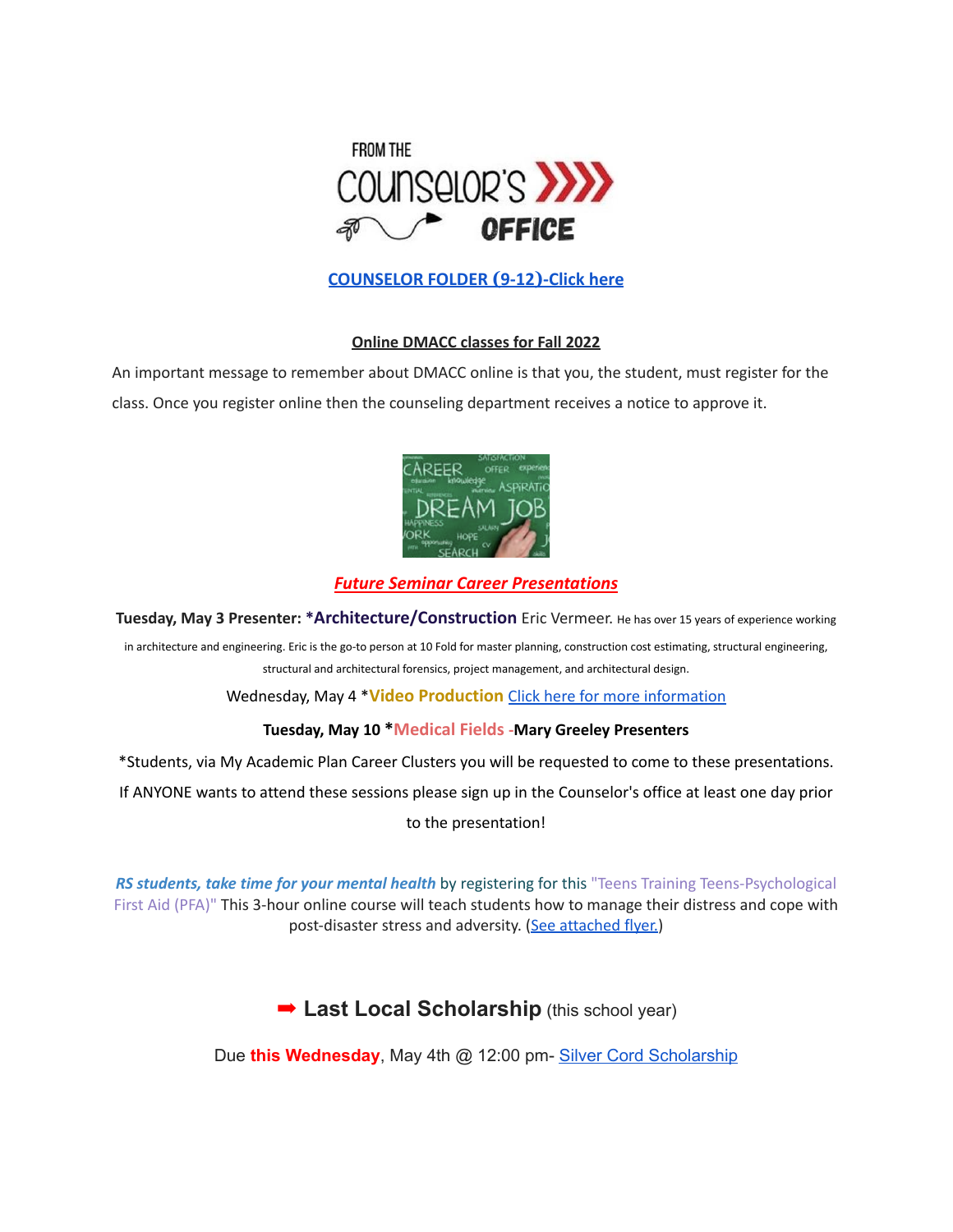**COUNSELOR FOLDER (9-12)-Click here**

**Online DMACC classes for Fall 2022**

An important message to remember about DMACC online is that you, the student, must register for the class. Once you register online then the counseling department receives a notice to approve it.

***Future Seminar Career Presentations***

**Tuesday, May 3 Presenter: *Architecture/Construction** Eric Vermeer. He has over 15 years of experience working in architecture and engineering. Eric is the go-to person at 10 Fold for master planning, construction cost estimating, structural engineering, structural and architectural forensics, project management, and architectural design.

Wednesday, May 4 ***Video Production** Click here for more information

**Tuesday, May 10 *Medical Fields -Mary Greeley Presenters**

*Students, via My Academic Plan Career Clusters you will be requested to come to these presentations. If ANYONE wants to attend these sessions please sign up in the Counselor's office at least one day prior to the presentation!

***RS students, take time for your mental health*** by registering for this "Teens Training Teens-Psychological First Aid (PFA)" This 3-hour online course will teach students how to manage their distress and cope with post-disaster stress and adversity. (See attached flyer.)

## ➡ Last Local Scholarship (this school year)

Due **this Wednesday**, May 4th @ 12:00 pm- Silver Cord Scholarship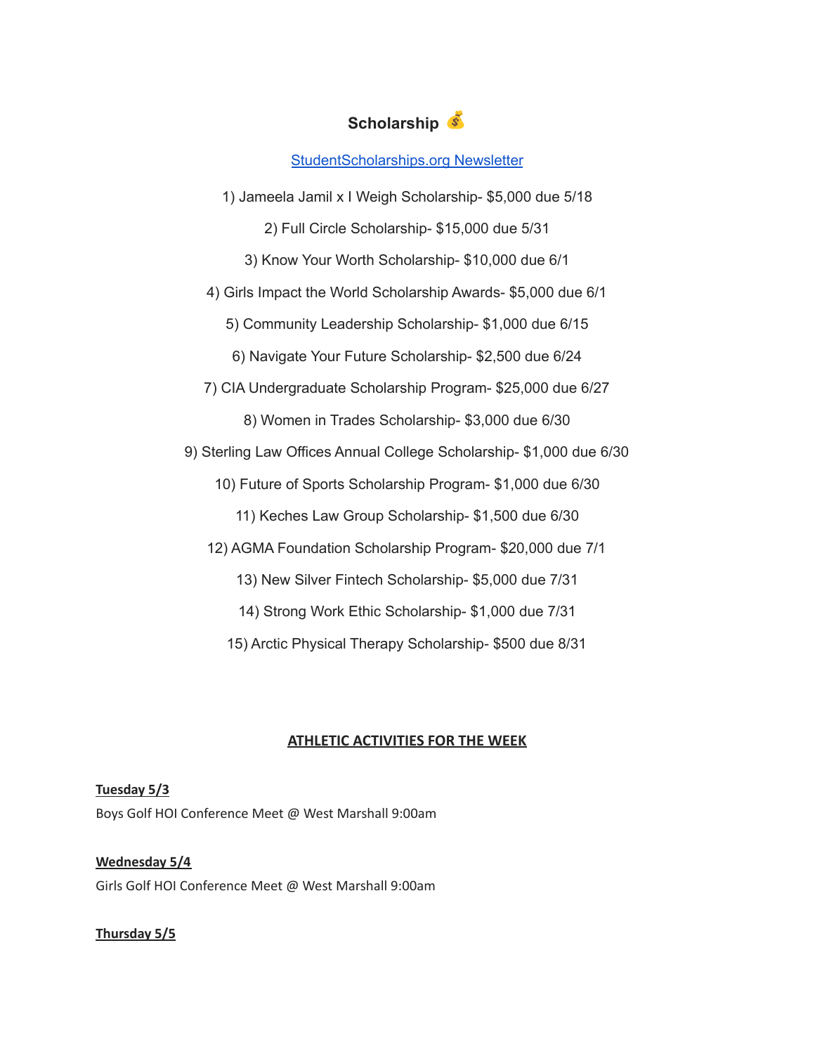## Scholarship 💰

[StudentScholarships.org Newsletter]

1) Jameela Jamil x I Weigh Scholarship- $5,000 due 5/18

2) Full Circle Scholarship- $15,000 due 5/31

3) Know Your Worth Scholarship- $10,000 due 6/1

4) Girls Impact the World Scholarship Awards- $5,000 due 6/1

5) Community Leadership Scholarship- $1,000 due 6/15

6) Navigate Your Future Scholarship- $2,500 due 6/24

7) CIA Undergraduate Scholarship Program- $25,000 due 6/27

8) Women in Trades Scholarship- $3,000 due 6/30

9) Sterling Law Offices Annual College Scholarship- $1,000 due 6/30

10) Future of Sports Scholarship Program- $1,000 due 6/30

11) Keches Law Group Scholarship- $1,500 due 6/30

12) AGMA Foundation Scholarship Program- $20,000 due 7/1

13) New Silver Fintech Scholarship- $5,000 due 7/31

14) Strong Work Ethic Scholarship- $1,000 due 7/31

15) Arctic Physical Therapy Scholarship- $500 due 8/31

## ATHLETIC ACTIVITIES FOR THE WEEK

**Tuesday 5/3**

Boys Golf HOI Conference Meet @ West Marshall 9:00am

**Wednesday 5/4**

Girls Golf HOI Conference Meet @ West Marshall 9:00am

**Thursday 5/5**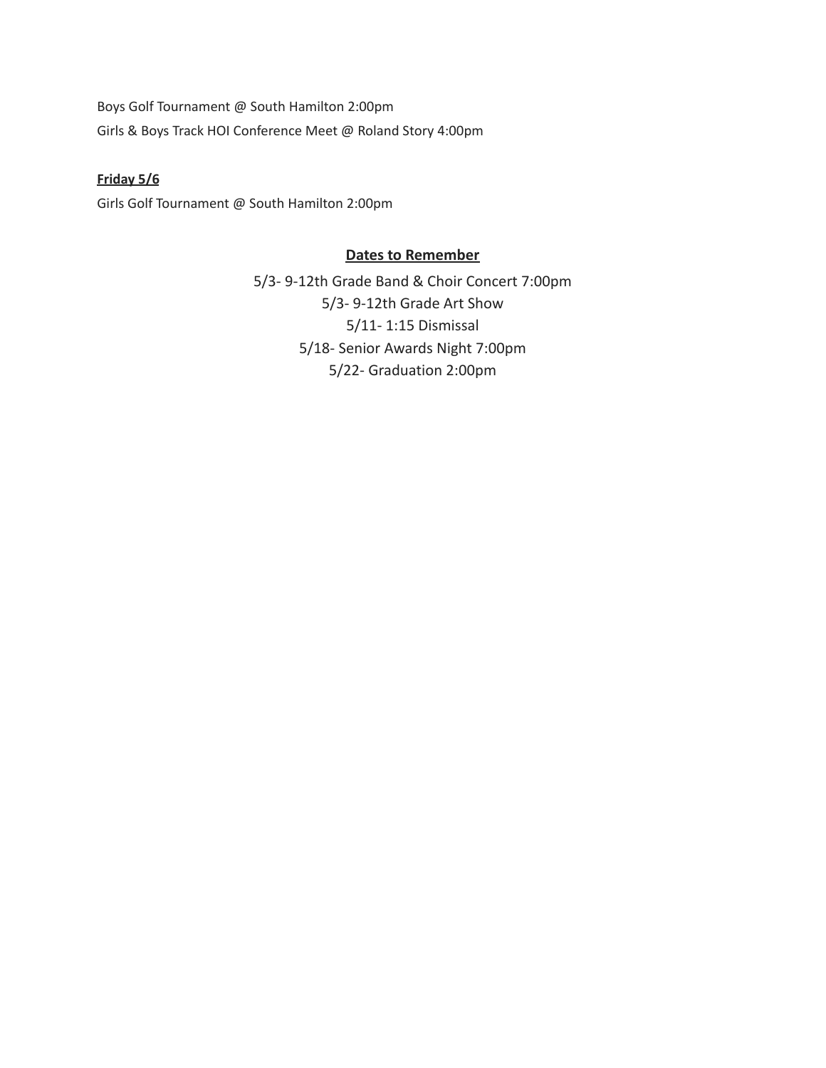Boys Golf Tournament @ South Hamilton 2:00pm

Girls & Boys Track HOI Conference Meet @ Roland Story 4:00pm

**Friday 5/6**

Girls Golf Tournament @ South Hamilton 2:00pm

**Dates to Remember**

5/3- 9-12th Grade Band & Choir Concert 7:00pm

5/3- 9-12th Grade Art Show

5/11- 1:15 Dismissal

5/18- Senior Awards Night 7:00pm

5/22- Graduation 2:00pm